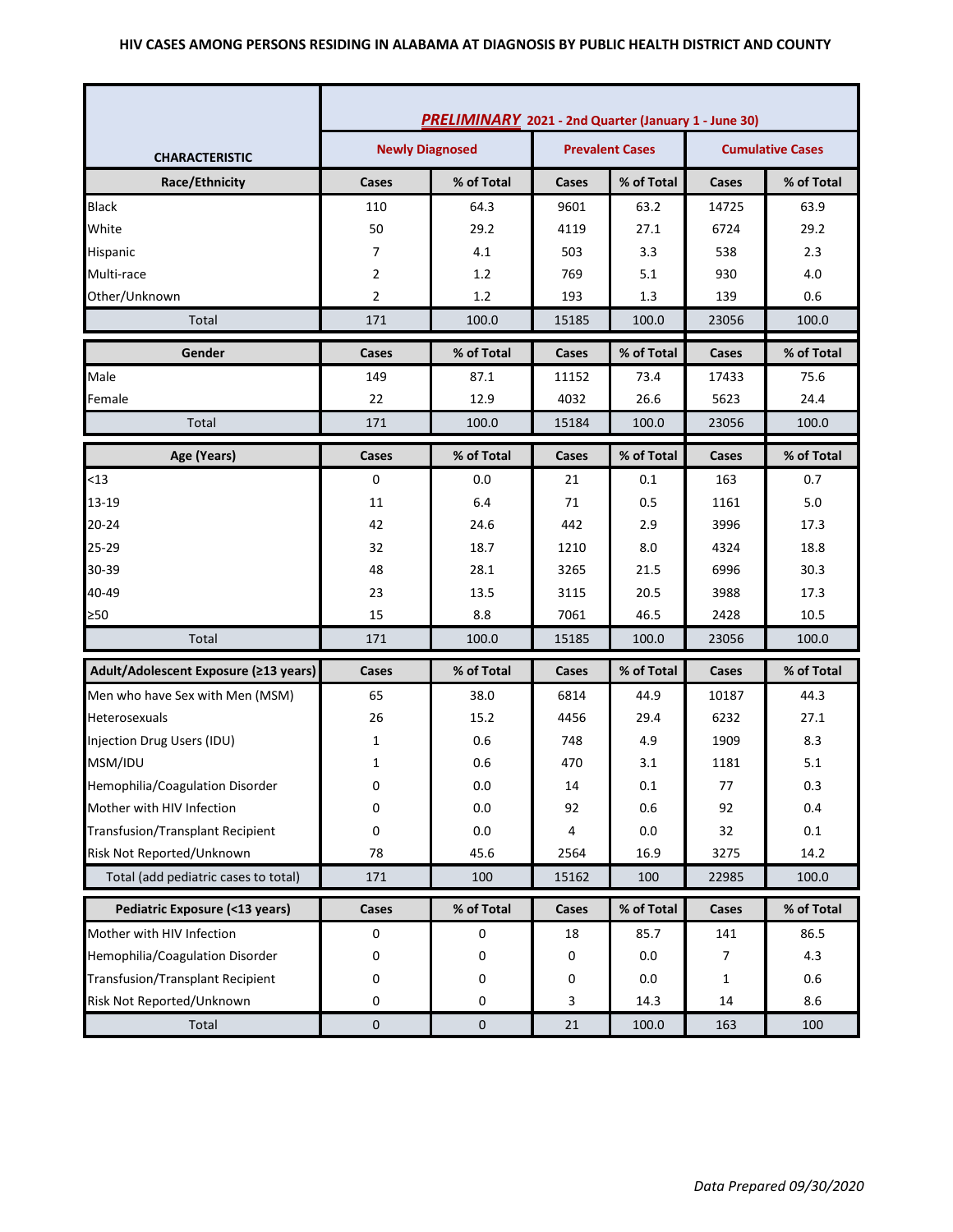# HIV CASES AMONG PERSONS RESIDING IN ALABAMA AT DIAGNOSIS BY PUBLIC HEALTH DISTRICT AND COUNTY

| CHARACTERISTIC | *PRELIMINARY* 2021 - 2nd Quarter (January 1 - June 30) | | | | | |
|---|---|---|---|---|---|---|
| | Newly Diagnosed | | Prevalent Cases | | Cumulative Cases | |
| **Race/Ethnicity** | **Cases** | **% of Total** | **Cases** | **% of Total** | **Cases** | **% of Total** |
| Black | 110 | 64.3 | 9601 | 63.2 | 14725 | 63.9 |
| White | 50 | 29.2 | 4119 | 27.1 | 6724 | 29.2 |
| Hispanic | 7 | 4.1 | 503 | 3.3 | 538 | 2.3 |
| Multi-race | 2 | 1.2 | 769 | 5.1 | 930 | 4.0 |
| Other/Unknown | 2 | 1.2 | 193 | 1.3 | 139 | 0.6 |
| Total | 171 | 100.0 | 15185 | 100.0 | 23056 | 100.0 |
| **Gender** | **Cases** | **% of Total** | **Cases** | **% of Total** | **Cases** | **% of Total** |
| Male | 149 | 87.1 | 11152 | 73.4 | 17433 | 75.6 |
| Female | 22 | 12.9 | 4032 | 26.6 | 5623 | 24.4 |
| Total | 171 | 100.0 | 15184 | 100.0 | 23056 | 100.0 |
| **Age (Years)** | **Cases** | **% of Total** | **Cases** | **% of Total** | **Cases** | **% of Total** |
| <13 | 0 | 0.0 | 21 | 0.1 | 163 | 0.7 |
| 13-19 | 11 | 6.4 | 71 | 0.5 | 1161 | 5.0 |
| 20-24 | 42 | 24.6 | 442 | 2.9 | 3996 | 17.3 |
| 25-29 | 32 | 18.7 | 1210 | 8.0 | 4324 | 18.8 |
| 30-39 | 48 | 28.1 | 3265 | 21.5 | 6996 | 30.3 |
| 40-49 | 23 | 13.5 | 3115 | 20.5 | 3988 | 17.3 |
| ≥50 | 15 | 8.8 | 7061 | 46.5 | 2428 | 10.5 |
| Total | 171 | 100.0 | 15185 | 100.0 | 23056 | 100.0 |
| **Adult/Adolescent Exposure (≥13 years)** | **Cases** | **% of Total** | **Cases** | **% of Total** | **Cases** | **% of Total** |
| Men who have Sex with Men (MSM) | 65 | 38.0 | 6814 | 44.9 | 10187 | 44.3 |
| Heterosexuals | 26 | 15.2 | 4456 | 29.4 | 6232 | 27.1 |
| Injection Drug Users (IDU) | 1 | 0.6 | 748 | 4.9 | 1909 | 8.3 |
| MSM/IDU | 1 | 0.6 | 470 | 3.1 | 1181 | 5.1 |
| Hemophilia/Coagulation Disorder | 0 | 0.0 | 14 | 0.1 | 77 | 0.3 |
| Mother with HIV Infection | 0 | 0.0 | 92 | 0.6 | 92 | 0.4 |
| Transfusion/Transplant Recipient | 0 | 0.0 | 4 | 0.0 | 32 | 0.1 |
| Risk Not Reported/Unknown | 78 | 45.6 | 2564 | 16.9 | 3275 | 14.2 |
| Total (add pediatric cases to total) | 171 | 100 | 15162 | 100 | 22985 | 100.0 |
| **Pediatric Exposure (<13 years)** | **Cases** | **% of Total** | **Cases** | **% of Total** | **Cases** | **% of Total** |
| Mother with HIV Infection | 0 | 0 | 18 | 85.7 | 141 | 86.5 |
| Hemophilia/Coagulation Disorder | 0 | 0 | 0 | 0.0 | 7 | 4.3 |
| Transfusion/Transplant Recipient | 0 | 0 | 0 | 0.0 | 1 | 0.6 |
| Risk Not Reported/Unknown | 0 | 0 | 3 | 14.3 | 14 | 8.6 |
| Total | 0 | 0 | 21 | 100.0 | 163 | 100 |

*Data Prepared 09/30/2020*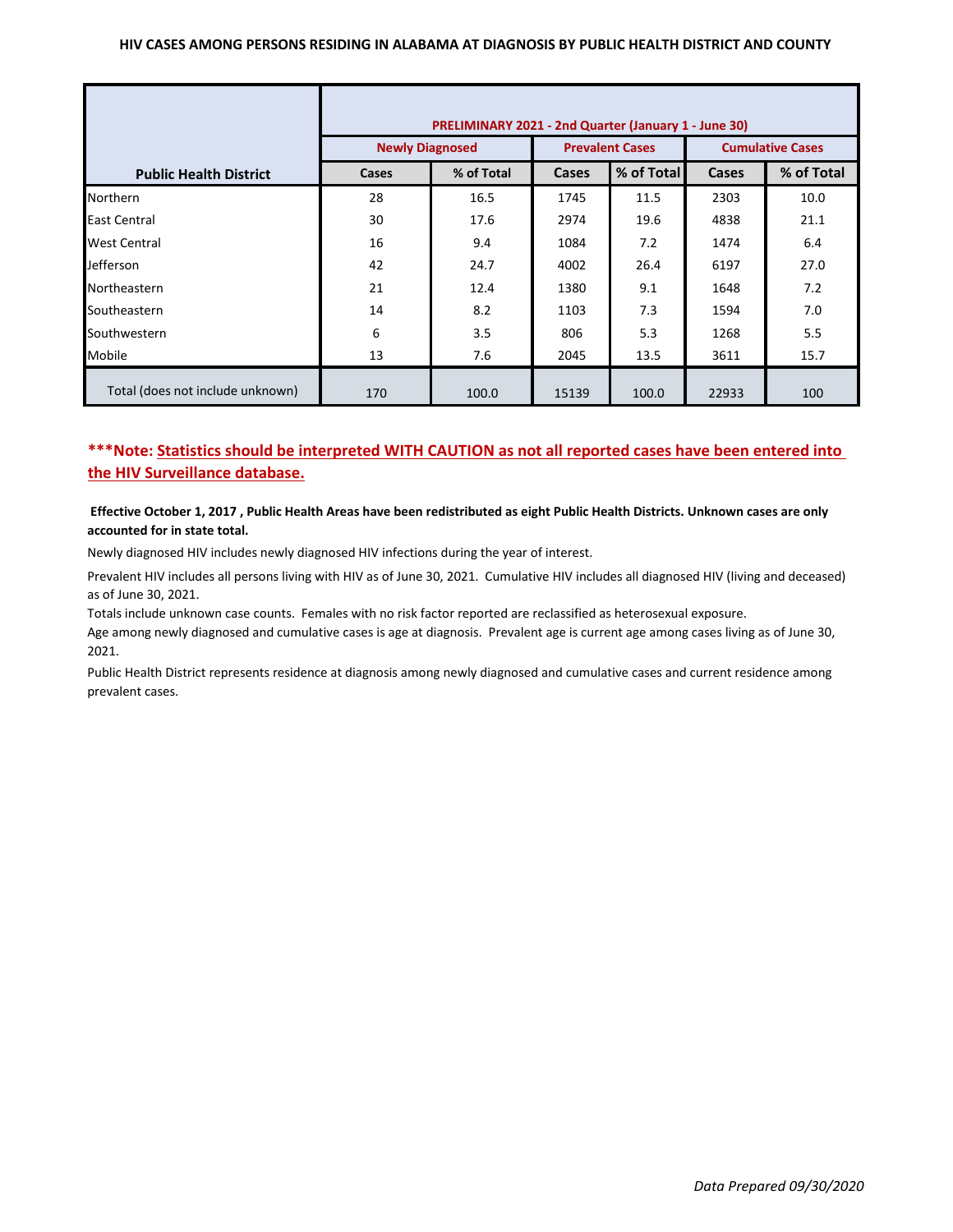# HIV CASES AMONG PERSONS RESIDING IN ALABAMA AT DIAGNOSIS BY PUBLIC HEALTH DISTRICT AND COUNTY

| Public Health District | PRELIMINARY 2021 - 2nd Quarter (January 1 - June 30) | | | | | |
|---|---|---|---|---|---|---|
| | Newly Diagnosed | | Prevalent Cases | | Cumulative Cases | |
| | Cases | % of Total | Cases | % of Total | Cases | % of Total |
| Northern | 28 | 16.5 | 1745 | 11.5 | 2303 | 10.0 |
| East Central | 30 | 17.6 | 2974 | 19.6 | 4838 | 21.1 |
| West Central | 16 | 9.4 | 1084 | 7.2 | 1474 | 6.4 |
| Jefferson | 42 | 24.7 | 4002 | 26.4 | 6197 | 27.0 |
| Northeastern | 21 | 12.4 | 1380 | 9.1 | 1648 | 7.2 |
| Southeastern | 14 | 8.2 | 1103 | 7.3 | 1594 | 7.0 |
| Southwestern | 6 | 3.5 | 806 | 5.3 | 1268 | 5.5 |
| Mobile | 13 | 7.6 | 2045 | 13.5 | 3611 | 15.7 |
| Total (does not include unknown) | 170 | 100.0 | 15139 | 100.0 | 22933 | 100 |

**\*\*\*Note: Statistics should be interpreted WITH CAUTION as not all reported cases have been entered into the HIV Surveillance database.**

**Effective October 1, 2017 , Public Health Areas have been redistributed as eight Public Health Districts. Unknown cases are only accounted for in state total.**

Newly diagnosed HIV includes newly diagnosed HIV infections during the year of interest.

Prevalent HIV includes all persons living with HIV as of June 30, 2021. Cumulative HIV includes all diagnosed HIV (living and deceased) as of June 30, 2021.

Totals include unknown case counts. Females with no risk factor reported are reclassified as heterosexual exposure.

Age among newly diagnosed and cumulative cases is age at diagnosis. Prevalent age is current age among cases living as of June 30, 2021.

Public Health District represents residence at diagnosis among newly diagnosed and cumulative cases and current residence among prevalent cases.

*Data Prepared 09/30/2020*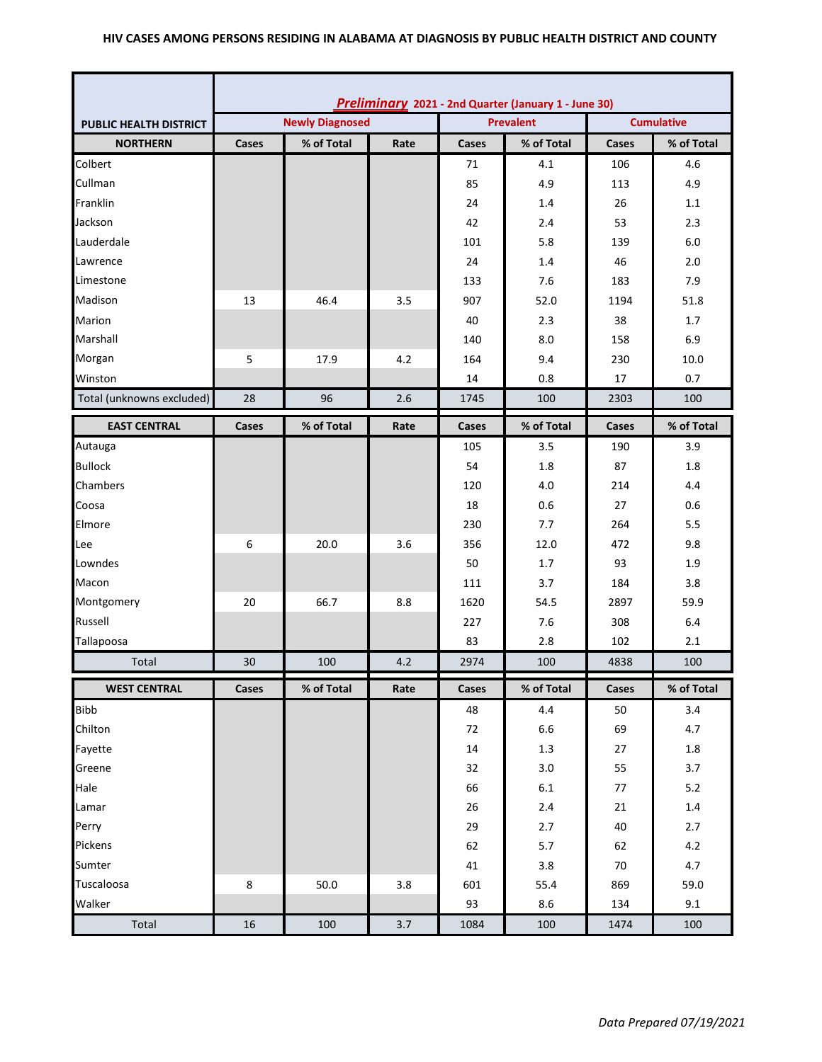HIV CASES AMONG PERSONS RESIDING IN ALABAMA AT DIAGNOSIS BY PUBLIC HEALTH DISTRICT AND COUNTY

| PUBLIC HEALTH DISTRICT | *Preliminary* 2021 - 2nd Quarter (January 1 - June 30) | | | | | | |
|---|---|---|---|---|---|---|---|
| | Newly Diagnosed | | | Prevalent | | Cumulative | |
| NORTHERN | Cases | % of Total | Rate | Cases | % of Total | Cases | % of Total |
| Colbert | | | | 71 | 4.1 | 106 | 4.6 |
| Cullman | | | | 85 | 4.9 | 113 | 4.9 |
| Franklin | | | | 24 | 1.4 | 26 | 1.1 |
| Jackson | | | | 42 | 2.4 | 53 | 2.3 |
| Lauderdale | | | | 101 | 5.8 | 139 | 6.0 |
| Lawrence | | | | 24 | 1.4 | 46 | 2.0 |
| Limestone | | | | 133 | 7.6 | 183 | 7.9 |
| Madison | 13 | 46.4 | 3.5 | 907 | 52.0 | 1194 | 51.8 |
| Marion | | | | 40 | 2.3 | 38 | 1.7 |
| Marshall | | | | 140 | 8.0 | 158 | 6.9 |
| Morgan | 5 | 17.9 | 4.2 | 164 | 9.4 | 230 | 10.0 |
| Winston | | | | 14 | 0.8 | 17 | 0.7 |
| Total (unknowns excluded) | 28 | 96 | 2.6 | 1745 | 100 | 2303 | 100 |

| EAST CENTRAL | Cases | % of Total | Rate | Cases | % of Total | Cases | % of Total |
|---|---|---|---|---|---|---|---|
| Autauga | | | | 105 | 3.5 | 190 | 3.9 |
| Bullock | | | | 54 | 1.8 | 87 | 1.8 |
| Chambers | | | | 120 | 4.0 | 214 | 4.4 |
| Coosa | | | | 18 | 0.6 | 27 | 0.6 |
| Elmore | | | | 230 | 7.7 | 264 | 5.5 |
| Lee | 6 | 20.0 | 3.6 | 356 | 12.0 | 472 | 9.8 |
| Lowndes | | | | 50 | 1.7 | 93 | 1.9 |
| Macon | | | | 111 | 3.7 | 184 | 3.8 |
| Montgomery | 20 | 66.7 | 8.8 | 1620 | 54.5 | 2897 | 59.9 |
| Russell | | | | 227 | 7.6 | 308 | 6.4 |
| Tallapoosa | | | | 83 | 2.8 | 102 | 2.1 |
| Total | 30 | 100 | 4.2 | 2974 | 100 | 4838 | 100 |

| WEST CENTRAL | Cases | % of Total | Rate | Cases | % of Total | Cases | % of Total |
|---|---|---|---|---|---|---|---|
| Bibb | | | | 48 | 4.4 | 50 | 3.4 |
| Chilton | | | | 72 | 6.6 | 69 | 4.7 |
| Fayette | | | | 14 | 1.3 | 27 | 1.8 |
| Greene | | | | 32 | 3.0 | 55 | 3.7 |
| Hale | | | | 66 | 6.1 | 77 | 5.2 |
| Lamar | | | | 26 | 2.4 | 21 | 1.4 |
| Perry | | | | 29 | 2.7 | 40 | 2.7 |
| Pickens | | | | 62 | 5.7 | 62 | 4.2 |
| Sumter | | | | 41 | 3.8 | 70 | 4.7 |
| Tuscaloosa | 8 | 50.0 | 3.8 | 601 | 55.4 | 869 | 59.0 |
| Walker | | | | 93 | 8.6 | 134 | 9.1 |
| Total | 16 | 100 | 3.7 | 1084 | 100 | 1474 | 100 |

*Data Prepared 07/19/2021*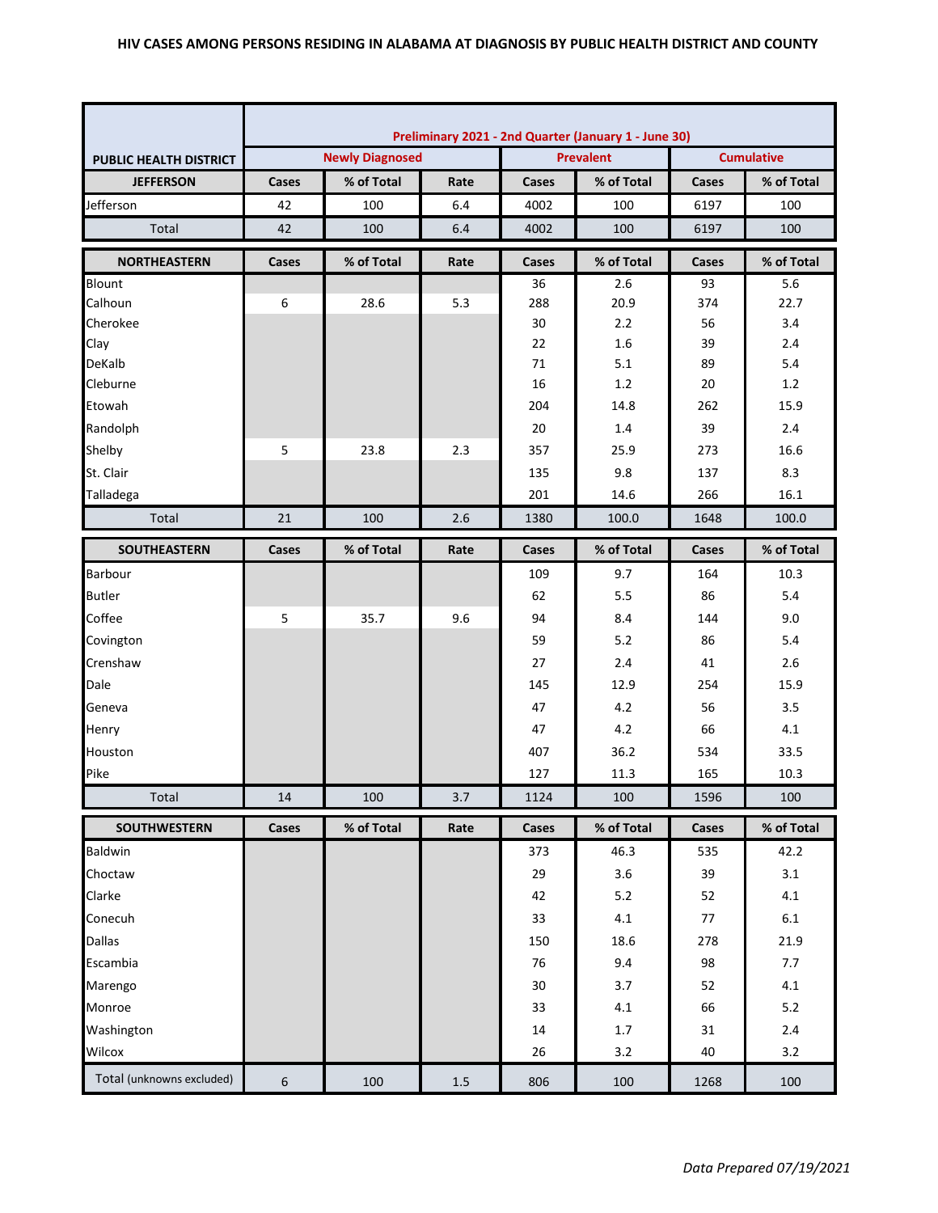# HIV CASES AMONG PERSONS RESIDING IN ALABAMA AT DIAGNOSIS BY PUBLIC HEALTH DISTRICT AND COUNTY

| PUBLIC HEALTH DISTRICT | Preliminary 2021 - 2nd Quarter (January 1 - June 30) | | | | | | |
|---|---|---|---|---|---|---|---|
| | Newly Diagnosed | | | Prevalent | | Cumulative | |
| JEFFERSON | Cases | % of Total | Rate | Cases | % of Total | Cases | % of Total |
| Jefferson | 42 | 100 | 6.4 | 4002 | 100 | 6197 | 100 |
| Total | 42 | 100 | 6.4 | 4002 | 100 | 6197 | 100 |
| NORTHEASTERN | Cases | % of Total | Rate | Cases | % of Total | Cases | % of Total |
| Blount | | | | 36 | 2.6 | 93 | 5.6 |
| Calhoun | 6 | 28.6 | 5.3 | 288 | 20.9 | 374 | 22.7 |
| Cherokee | | | | 30 | 2.2 | 56 | 3.4 |
| Clay | | | | 22 | 1.6 | 39 | 2.4 |
| DeKalb | | | | 71 | 5.1 | 89 | 5.4 |
| Cleburne | | | | 16 | 1.2 | 20 | 1.2 |
| Etowah | | | | 204 | 14.8 | 262 | 15.9 |
| Randolph | | | | 20 | 1.4 | 39 | 2.4 |
| Shelby | 5 | 23.8 | 2.3 | 357 | 25.9 | 273 | 16.6 |
| St. Clair | | | | 135 | 9.8 | 137 | 8.3 |
| Talladega | | | | 201 | 14.6 | 266 | 16.1 |
| Total | 21 | 100 | 2.6 | 1380 | 100.0 | 1648 | 100.0 |
| SOUTHEASTERN | Cases | % of Total | Rate | Cases | % of Total | Cases | % of Total |
| Barbour | | | | 109 | 9.7 | 164 | 10.3 |
| Butler | | | | 62 | 5.5 | 86 | 5.4 |
| Coffee | 5 | 35.7 | 9.6 | 94 | 8.4 | 144 | 9.0 |
| Covington | | | | 59 | 5.2 | 86 | 5.4 |
| Crenshaw | | | | 27 | 2.4 | 41 | 2.6 |
| Dale | | | | 145 | 12.9 | 254 | 15.9 |
| Geneva | | | | 47 | 4.2 | 56 | 3.5 |
| Henry | | | | 47 | 4.2 | 66 | 4.1 |
| Houston | | | | 407 | 36.2 | 534 | 33.5 |
| Pike | | | | 127 | 11.3 | 165 | 10.3 |
| Total | 14 | 100 | 3.7 | 1124 | 100 | 1596 | 100 |
| SOUTHWESTERN | Cases | % of Total | Rate | Cases | % of Total | Cases | % of Total |
| Baldwin | | | | 373 | 46.3 | 535 | 42.2 |
| Choctaw | | | | 29 | 3.6 | 39 | 3.1 |
| Clarke | | | | 42 | 5.2 | 52 | 4.1 |
| Conecuh | | | | 33 | 4.1 | 77 | 6.1 |
| Dallas | | | | 150 | 18.6 | 278 | 21.9 |
| Escambia | | | | 76 | 9.4 | 98 | 7.7 |
| Marengo | | | | 30 | 3.7 | 52 | 4.1 |
| Monroe | | | | 33 | 4.1 | 66 | 5.2 |
| Washington | | | | 14 | 1.7 | 31 | 2.4 |
| Wilcox | | | | 26 | 3.2 | 40 | 3.2 |
| Total (unknowns excluded) | 6 | 100 | 1.5 | 806 | 100 | 1268 | 100 |

*Data Prepared 07/19/2021*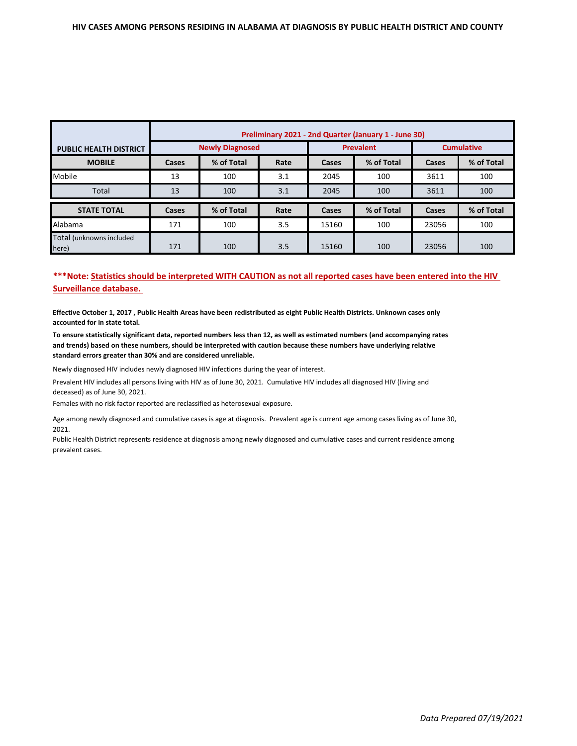**HIV CASES AMONG PERSONS RESIDING IN ALABAMA AT DIAGNOSIS BY PUBLIC HEALTH DISTRICT AND COUNTY**

| PUBLIC HEALTH DISTRICT | Preliminary 2021 - 2nd Quarter (January 1 - June 30) | | | | | | |
|---|---|---|---|---|---|---|---|
| | Newly Diagnosed | | | Prevalent | | Cumulative | |
| MOBILE | Cases | % of Total | Rate | Cases | % of Total | Cases | % of Total |
| Mobile | 13 | 100 | 3.1 | 2045 | 100 | 3611 | 100 |
| Total | 13 | 100 | 3.1 | 2045 | 100 | 3611 | 100 |
| STATE TOTAL | Cases | % of Total | Rate | Cases | % of Total | Cases | % of Total |
| Alabama | 171 | 100 | 3.5 | 15160 | 100 | 23056 | 100 |
| Total (unknowns included here) | 171 | 100 | 3.5 | 15160 | 100 | 23056 | 100 |

*****Note: Statistics should be interpreted WITH CAUTION as not all reported cases have been entered into the HIV Surveillance database.**

**Effective October 1, 2017 , Public Health Areas have been redistributed as eight Public Health Districts. Unknown cases only accounted for in state total.**

**To ensure statistically significant data, reported numbers less than 12, as well as estimated numbers (and accompanying rates and trends) based on these numbers, should be interpreted with caution because these numbers have underlying relative standard errors greater than 30% and are considered unreliable.**

Newly diagnosed HIV includes newly diagnosed HIV infections during the year of interest.

Prevalent HIV includes all persons living with HIV as of June 30, 2021. Cumulative HIV includes all diagnosed HIV (living and deceased) as of June 30, 2021.

Females with no risk factor reported are reclassified as heterosexual exposure.

Age among newly diagnosed and cumulative cases is age at diagnosis. Prevalent age is current age among cases living as of June 30, 2021.

Public Health District represents residence at diagnosis among newly diagnosed and cumulative cases and current residence among prevalent cases.

*Data Prepared 07/19/2021*